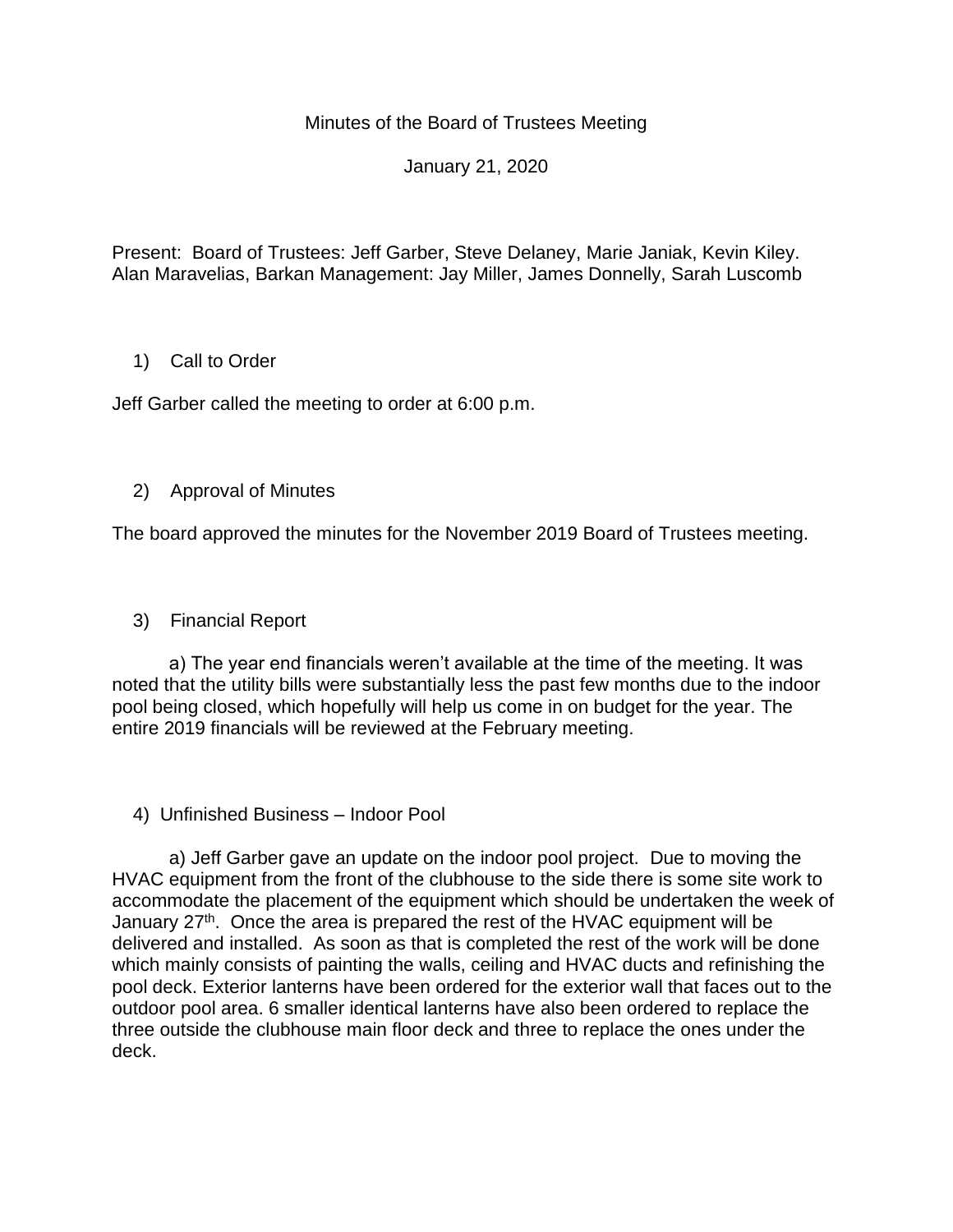Minutes of the Board of Trustees Meeting

January 21, 2020

Present: Board of Trustees: Jeff Garber, Steve Delaney, Marie Janiak, Kevin Kiley. Alan Maravelias, Barkan Management: Jay Miller, James Donnelly, Sarah Luscomb

1) Call to Order

Jeff Garber called the meeting to order at 6:00 p.m.

2) Approval of Minutes

The board approved the minutes for the November 2019 Board of Trustees meeting.

3) Financial Report

a) The year end financials weren't available at the time of the meeting. It was noted that the utility bills were substantially less the past few months due to the indoor pool being closed, which hopefully will help us come in on budget for the year. The entire 2019 financials will be reviewed at the February meeting.

4) Unfinished Business – Indoor Pool

a) Jeff Garber gave an update on the indoor pool project. Due to moving the HVAC equipment from the front of the clubhouse to the side there is some site work to accommodate the placement of the equipment which should be undertaken the week of January 27th. Once the area is prepared the rest of the HVAC equipment will be delivered and installed. As soon as that is completed the rest of the work will be done which mainly consists of painting the walls, ceiling and HVAC ducts and refinishing the pool deck. Exterior lanterns have been ordered for the exterior wall that faces out to the outdoor pool area. 6 smaller identical lanterns have also been ordered to replace the three outside the clubhouse main floor deck and three to replace the ones under the deck.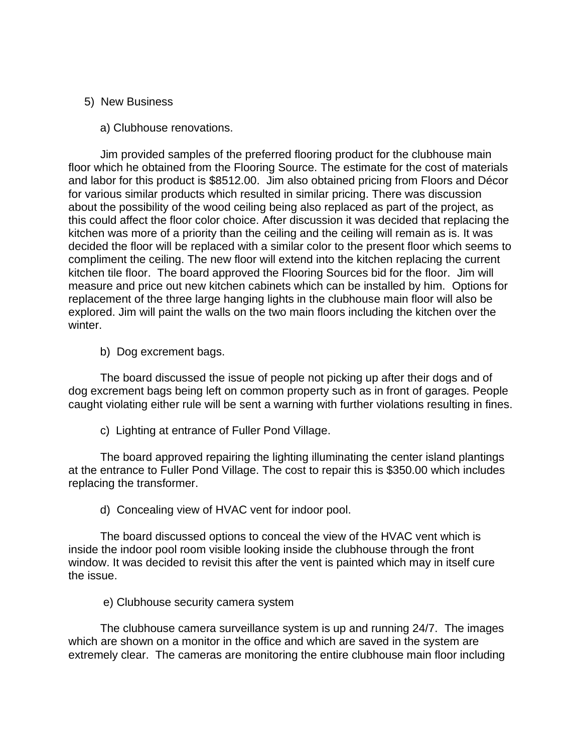5) New Business

a) Clubhouse renovations.

Jim provided samples of the preferred flooring product for the clubhouse main floor which he obtained from the Flooring Source. The estimate for the cost of materials and labor for this product is $8512.00. Jim also obtained pricing from Floors and Décor for various similar products which resulted in similar pricing. There was discussion about the possibility of the wood ceiling being also replaced as part of the project, as this could affect the floor color choice. After discussion it was decided that replacing the kitchen was more of a priority than the ceiling and the ceiling will remain as is. It was decided the floor will be replaced with a similar color to the present floor which seems to compliment the ceiling. The new floor will extend into the kitchen replacing the current kitchen tile floor. The board approved the Flooring Sources bid for the floor. Jim will measure and price out new kitchen cabinets which can be installed by him. Options for replacement of the three large hanging lights in the clubhouse main floor will also be explored. Jim will paint the walls on the two main floors including the kitchen over the winter.

b) Dog excrement bags.

The board discussed the issue of people not picking up after their dogs and of dog excrement bags being left on common property such as in front of garages. People caught violating either rule will be sent a warning with further violations resulting in fines.

c) Lighting at entrance of Fuller Pond Village.

The board approved repairing the lighting illuminating the center island plantings at the entrance to Fuller Pond Village. The cost to repair this is $350.00 which includes replacing the transformer.

d) Concealing view of HVAC vent for indoor pool.

The board discussed options to conceal the view of the HVAC vent which is inside the indoor pool room visible looking inside the clubhouse through the front window. It was decided to revisit this after the vent is painted which may in itself cure the issue.

e) Clubhouse security camera system

The clubhouse camera surveillance system is up and running 24/7. The images which are shown on a monitor in the office and which are saved in the system are extremely clear. The cameras are monitoring the entire clubhouse main floor including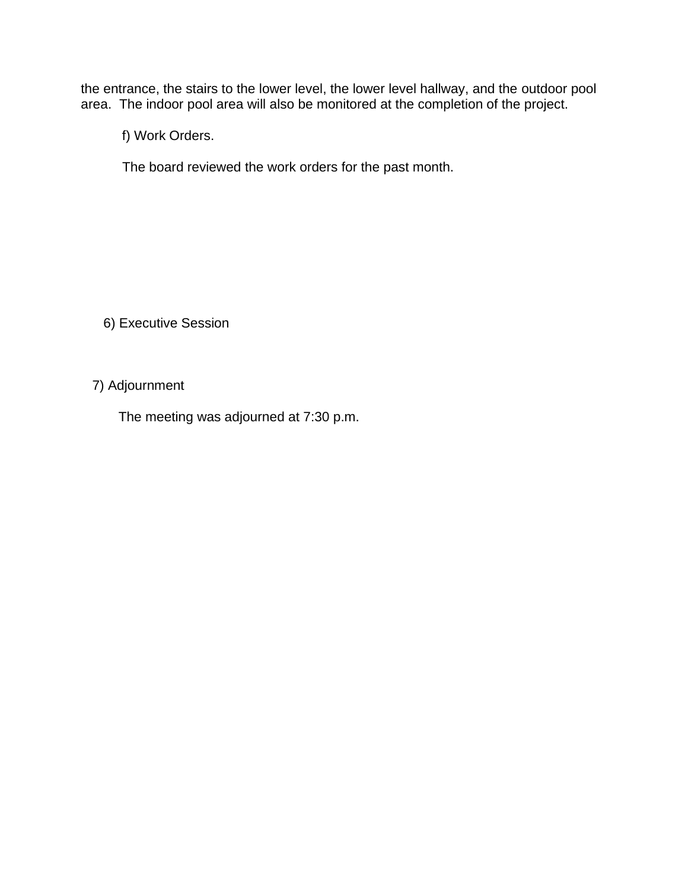the entrance, the stairs to the lower level, the lower level hallway, and the outdoor pool area. The indoor pool area will also be monitored at the completion of the project.

f) Work Orders.

The board reviewed the work orders for the past month.

6) Executive Session

7) Adjournment

The meeting was adjourned at 7:30 p.m.